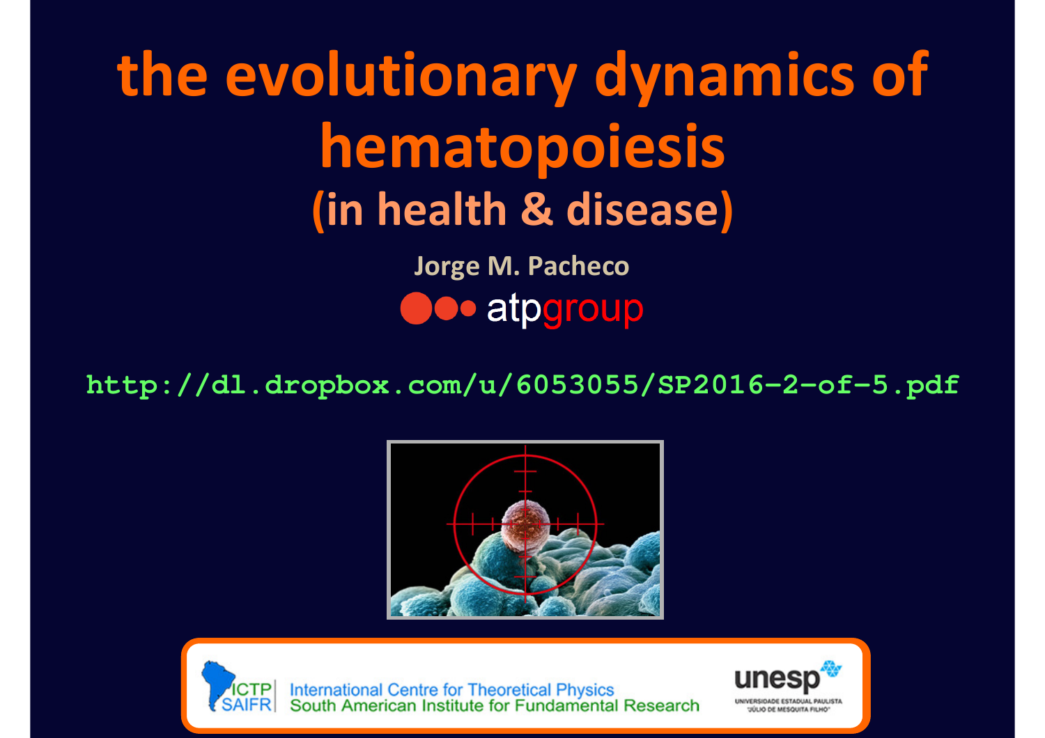# the evolutionary dynamics of hematopoiesis

## (in health & disease)

**Jorge M. Pacheco**

atpgroup

http://dl.dropbox.com/u/6053055/SP2016-2-of-5.pdf

ICTP SAIFR International Centre for Theoretical Physics South American Institute for Fundamental Research

unesp UNIVERSIDADE ESTADUAL PAULISTA "JÚLIO DE MESQUITA FILHO"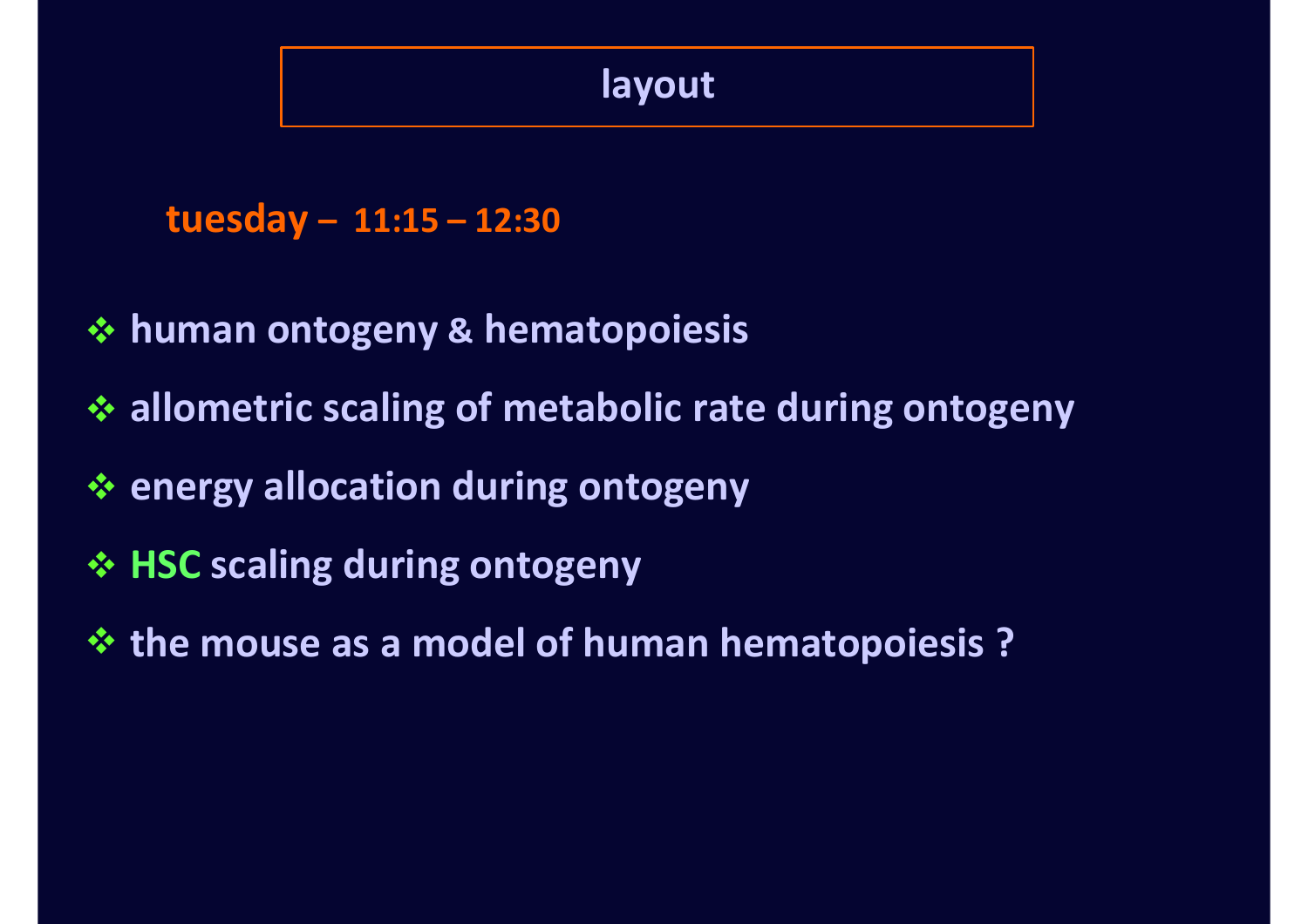# layout

**tuesday – 11:15 – 12:30**

- **human ontogeny & hematopoiesis**
- **allometric scaling of metabolic rate during ontogeny**
- **energy allocation during ontogeny**
- **HSC scaling during ontogeny**
- **the mouse as a model of human hematopoiesis ?**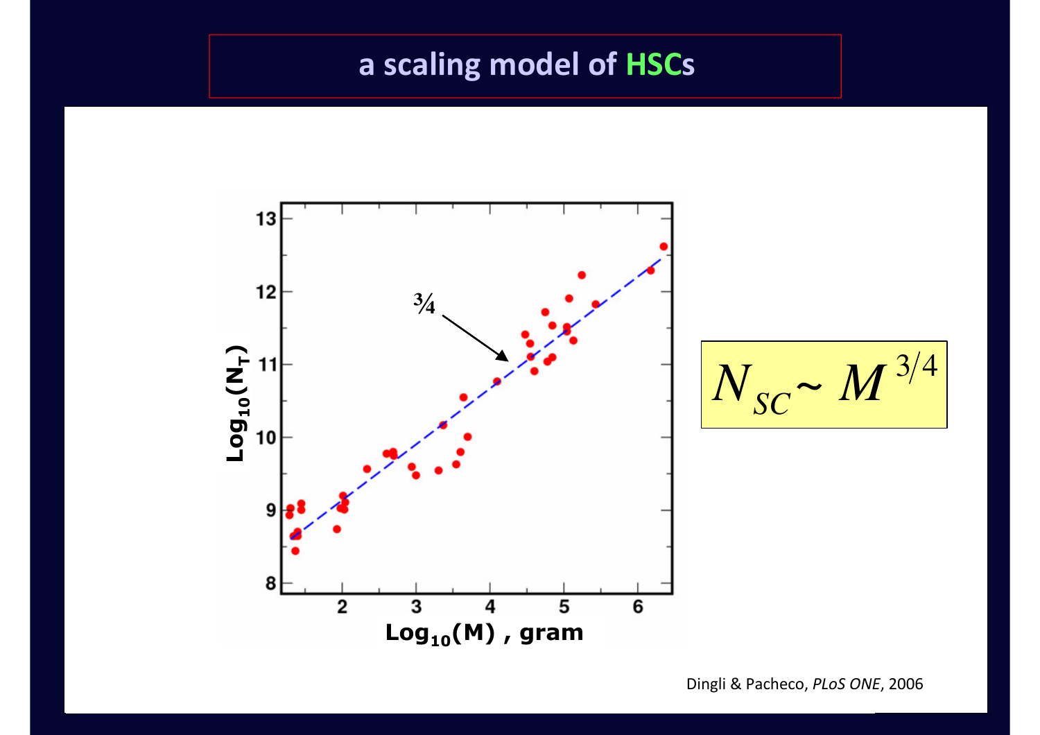# a scaling model of HSCs

$$N_{SC} \sim M^{3/4}$$

Dingli & Pacheco, *PLoS ONE*, 2006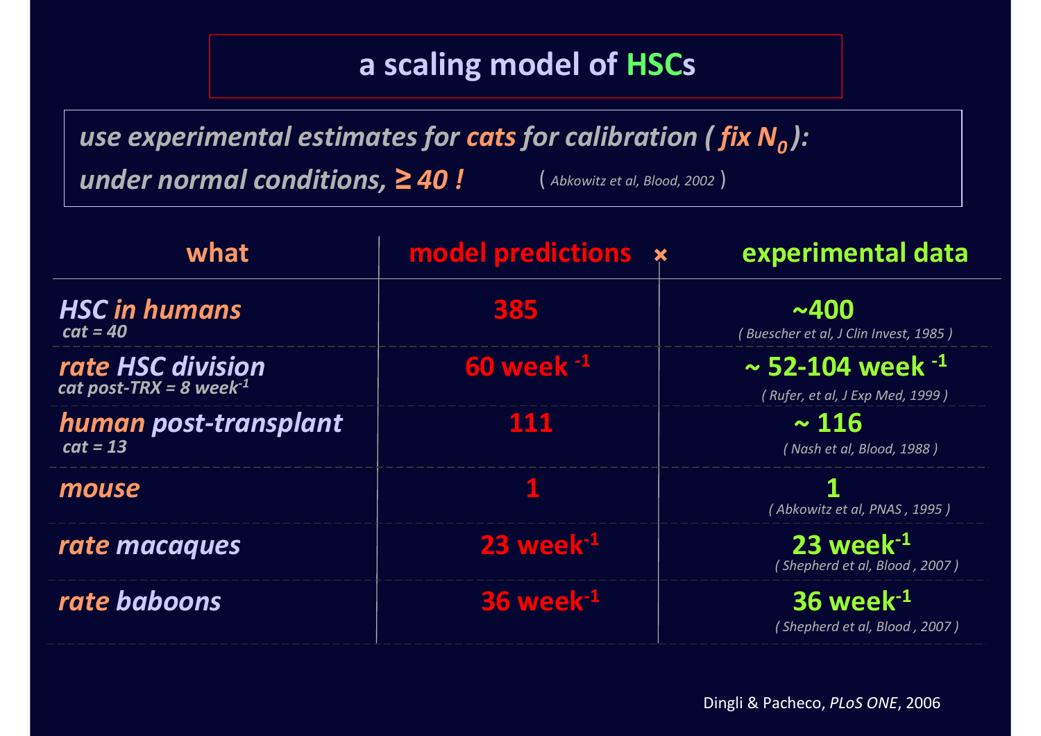# a scaling model of HSCs

*use experimental estimates for cats for calibration ( fix $N_0$):*
*under normal conditions, ≥ 40 !* ( *Abkowitz et al, Blood, 2002* )

| what | model predictions | experimental data |
|---|---|---|
| ***HSC in humans*** <br> *cat = 40* | 385 | ~400 <br> *( Buescher et al, J Clin Invest, 1985 )* |
| ***rate HSC division*** <br> *cat post-TRX = 8 week$^{-1}$* | 60 week $^{-1}$ | ~ 52-104 week $^{-1}$ <br> *( Rufer, et al, J Exp Med, 1999 )* |
| ***human post-transplant*** <br> *cat = 13* | 111 | ~ 116 <br> *( Nash et al, Blood, 1988 )* |
| ***mouse*** | 1 | 1 <br> *( Abkowitz et al, PNAS , 1995 )* |
| ***rate macaques*** | 23 week$^{-1}$ | 23 week$^{-1}$ <br> *( Shepherd et al, Blood , 2007 )* |
| ***rate baboons*** | 36 week$^{-1}$ | 36 week$^{-1}$ <br> *( Shepherd et al, Blood , 2007 )* |

Dingli & Pacheco, *PLoS ONE*, 2006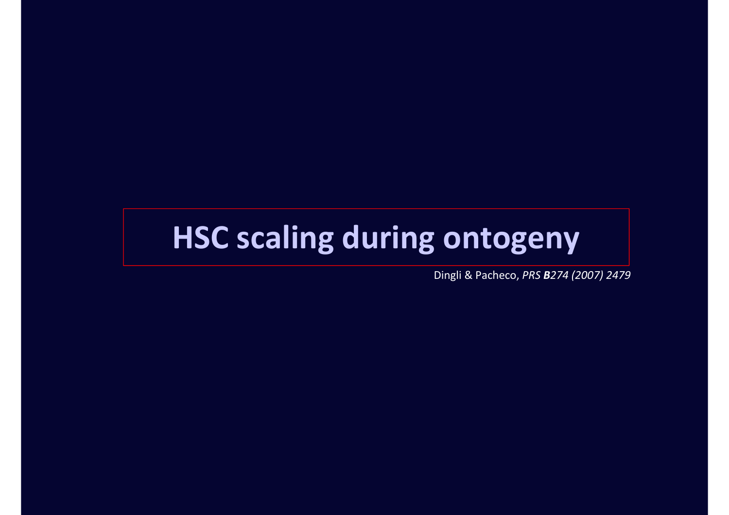# HSC scaling during ontogeny

Dingli & Pacheco, *PRS **B**274 (2007) 2479*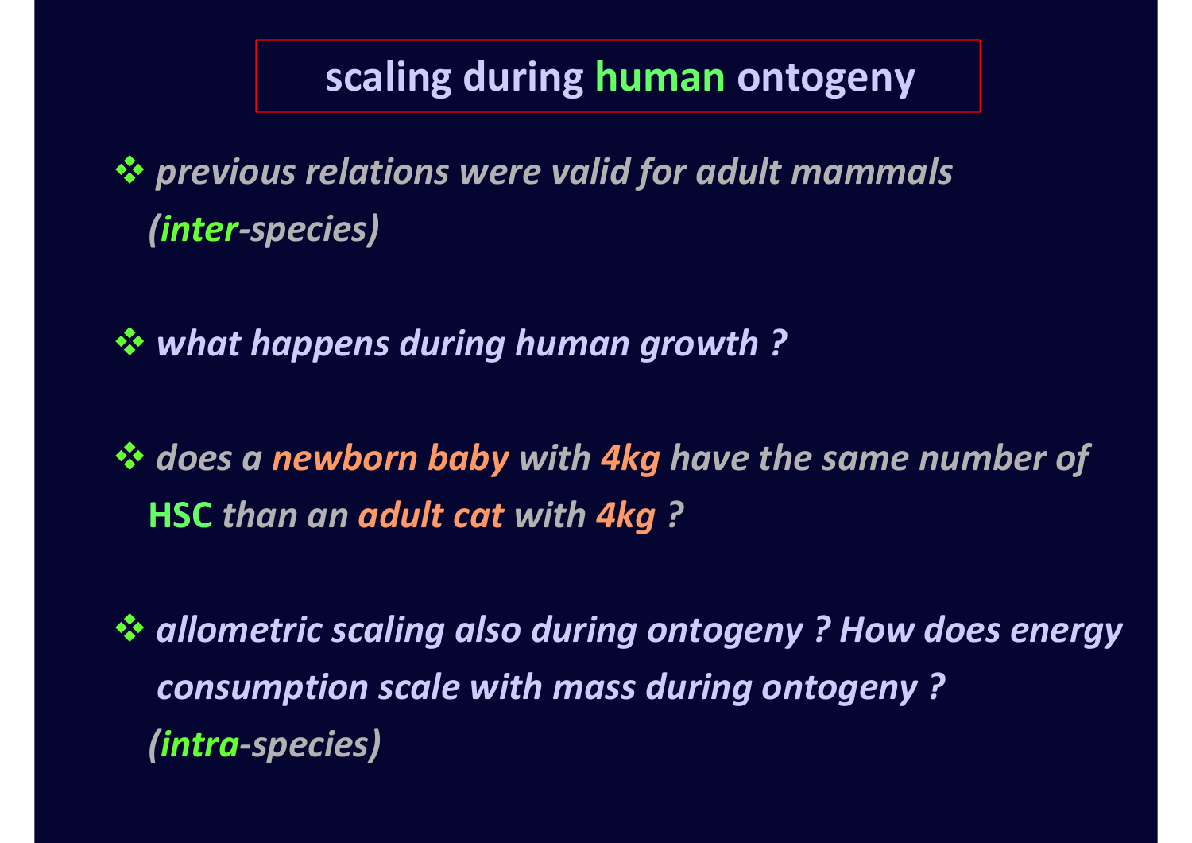# scaling during human ontogeny

- *previous relations were valid for adult mammals (**inter**-species)*
- ***what happens during human growth ?***
- *does a **newborn baby** with **4kg** have the same number of* **HSC** *than an **adult cat** with **4kg** ?*
- ***allometric scaling also during ontogeny ? How does energy consumption scale with mass during ontogeny ?*** *(**intra**-species)*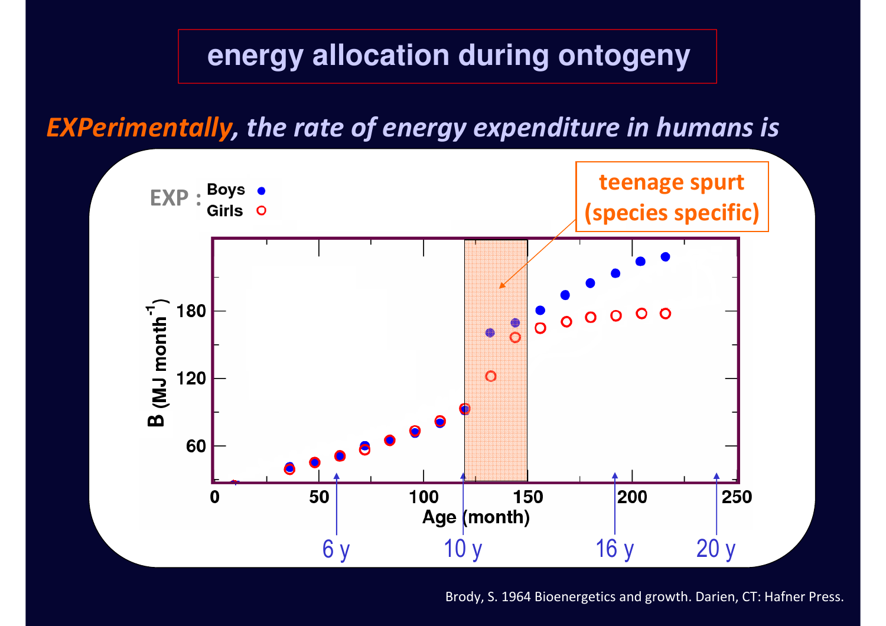# energy allocation during ontogeny

***EXPerimentally**, the rate of energy expenditure in humans is*

EXP : Boys ● Girls ○

teenage spurt (species specific)

$B$ (MJ month$^{-1}$)

Age (month)

6 y   10 y   16 y   20 y

Brody, S. 1964 Bioenergetics and growth. Darien, CT: Hafner Press.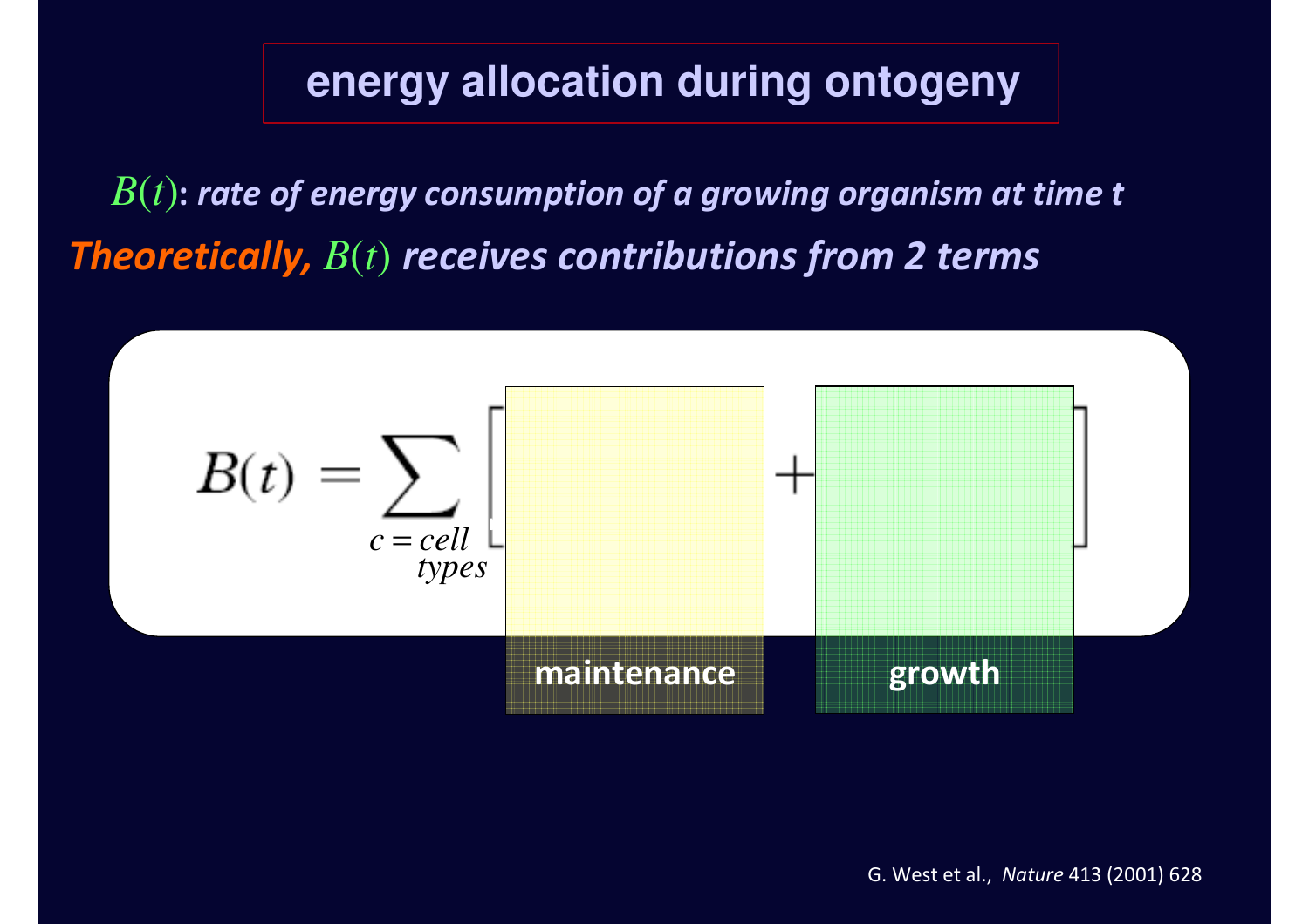# energy allocation during ontogeny

$B(t)$: ***rate of energy consumption of a growing organism at time t***

***Theoretically,*** $B(t)$ ***receives contributions from 2 terms***

$$B(t) = \sum_{c = cell\ types} \left[ \underbrace{\qquad\qquad}_{\text{maintenance}} + \underbrace{\qquad\qquad}_{\text{growth}} \right]$$

G. West et al., *Nature* 413 (2001) 628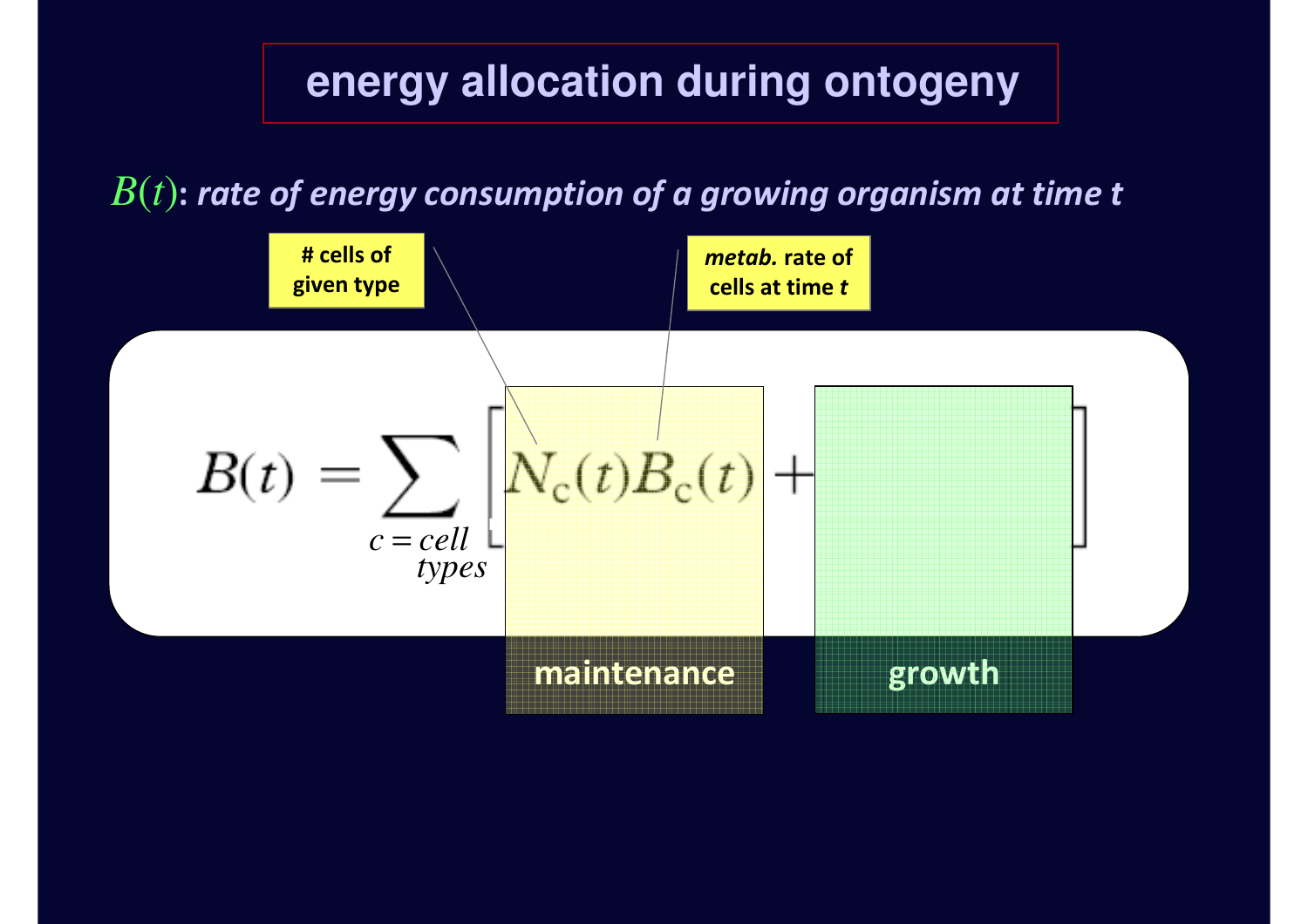# energy allocation during ontogeny

$B(t)$: ***rate of energy consumption of a growing organism at time t***

**# cells of given type**

***metab.* rate of cells at time *t***

$$B(t) = \sum_{c = \text{cell types}} \left[ N_c(t) B_c(t) + \qquad \right]$$

**maintenance**

**growth**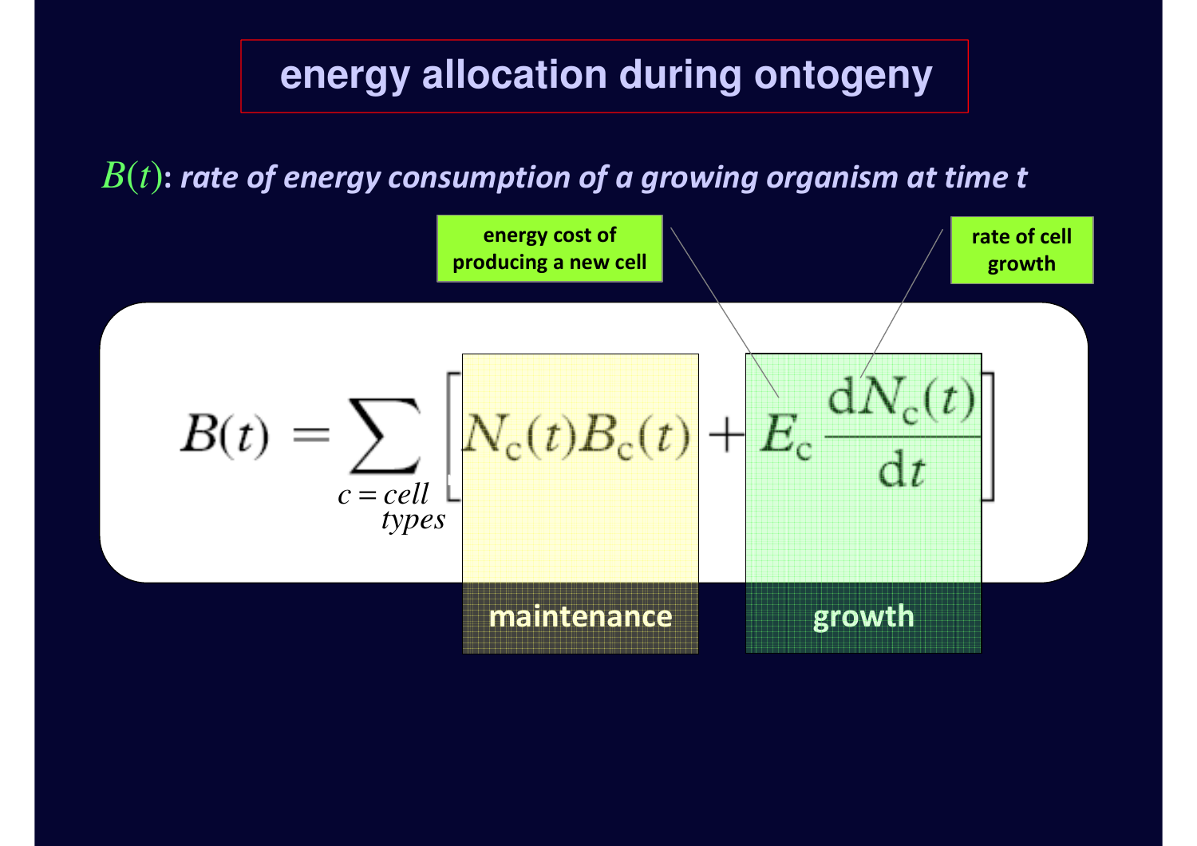# energy allocation during ontogeny

$B(t)$: ***rate of energy consumption of a growing organism at time t***

energy cost of producing a new cell

rate of cell growth

$$B(t) = \sum_{c = \text{cell types}} \left[ N_c(t) B_c(t) + E_c \frac{dN_c(t)}{dt} \right]$$

maintenance

growth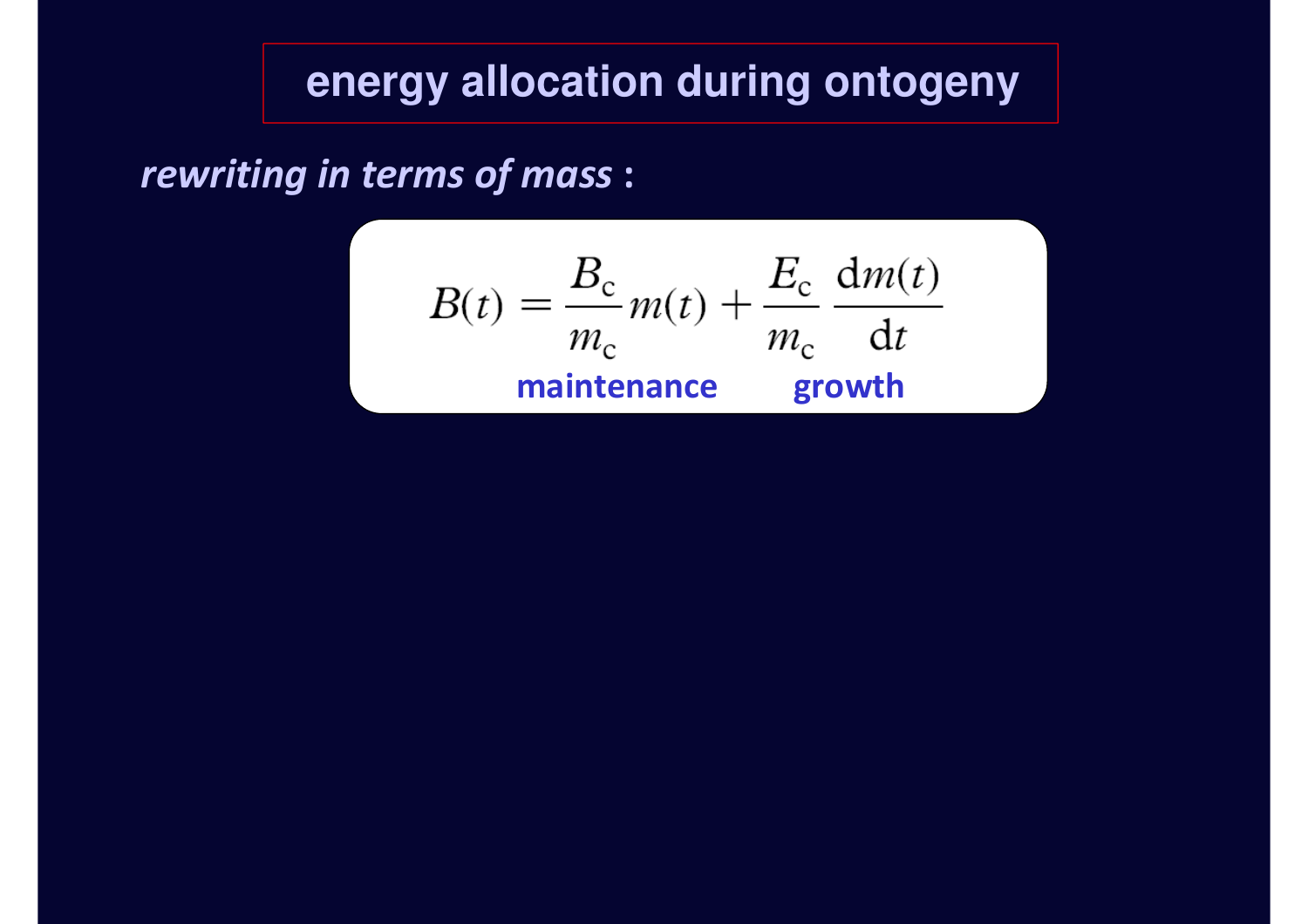# energy allocation during ontogeny

***rewriting in terms of mass*** **:**

$$B(t) = \frac{B_c}{m_c} m(t) + \frac{E_c}{m_c} \frac{dm(t)}{dt}$$

**maintenance** **growth**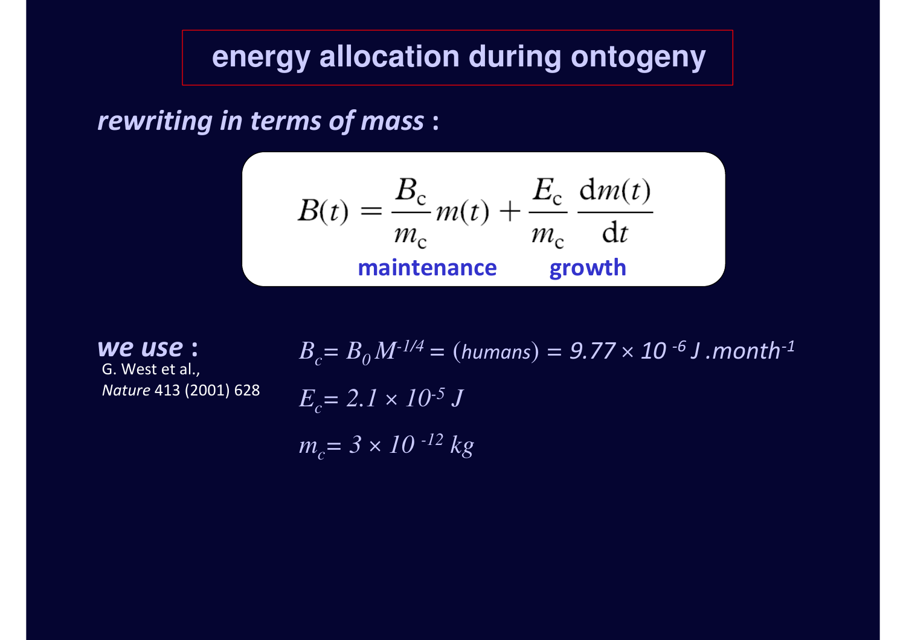# energy allocation during ontogeny

***rewriting in terms of mass*** **:**

$$B(t) = \frac{B_c}{m_c} m(t) + \frac{E_c}{m_c} \frac{dm(t)}{dt}$$

**maintenance** **growth**

***we use*** **:**

G. West et al., *Nature* 413 (2001) 628

$B_c = B_0 M^{-1/4}$ = (*humans*) = $9.77 \times 10^{-6}$ J.month$^{-1}$

$E_c = 2.1 \times 10^{-5}$ J

$m_c = 3 \times 10^{-12}$ kg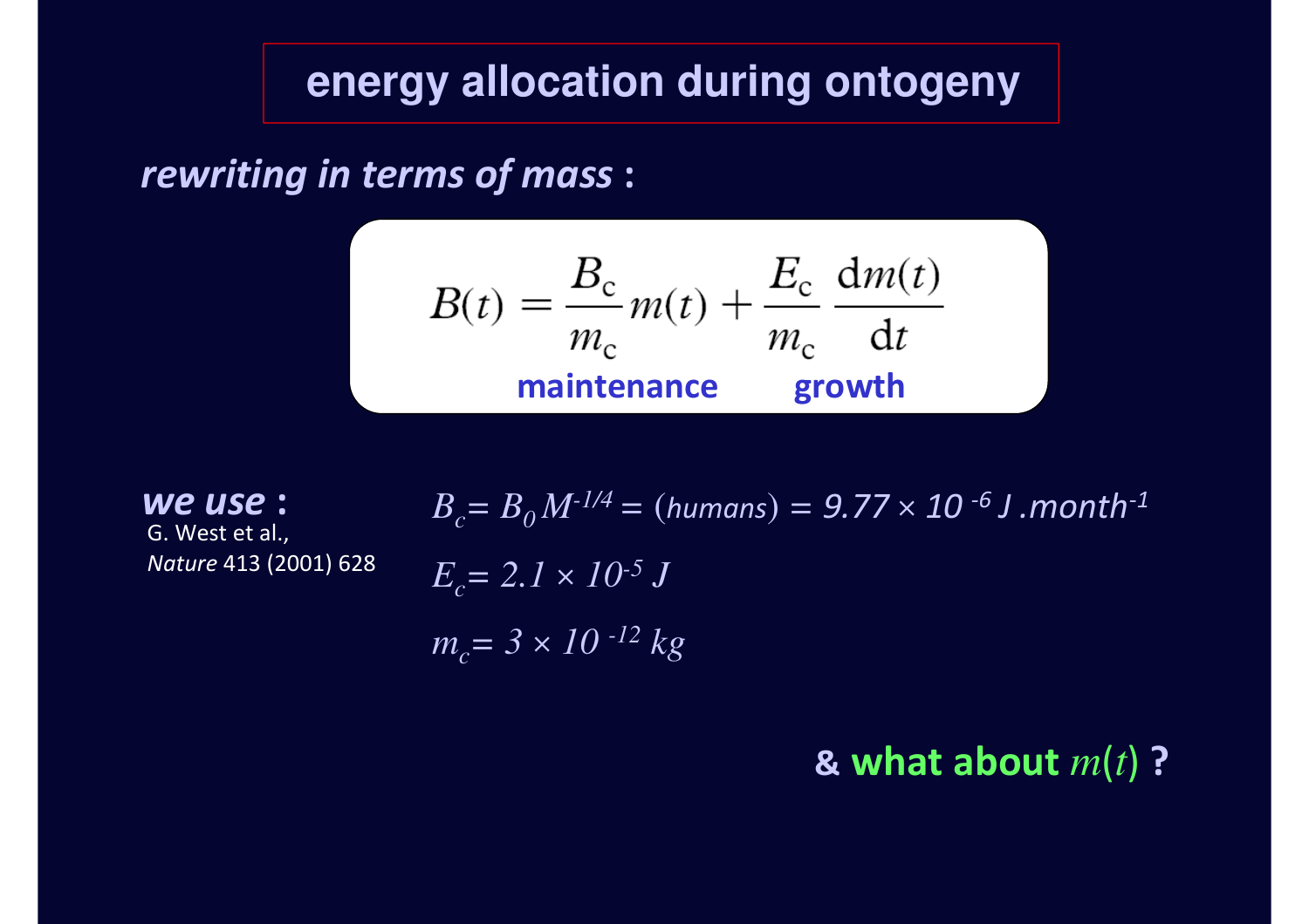# energy allocation during ontogeny

***rewriting in terms of mass*** **:**

$$B(t) = \frac{B_c}{m_c} m(t) + \frac{E_c}{m_c} \frac{dm(t)}{dt}$$

**maintenance** **growth**

***we use*** **:**
G. West et al.,
*Nature* 413 (2001) 628

$B_c = B_0 M^{-1/4}$ = (*humans*) = $9.77 \times 10^{-6}$ J.month$^{-1}$

$E_c = 2.1 \times 10^{-5}$ J

$m_c = 3 \times 10^{-12}$ kg

**& what about $m(t)$ ?**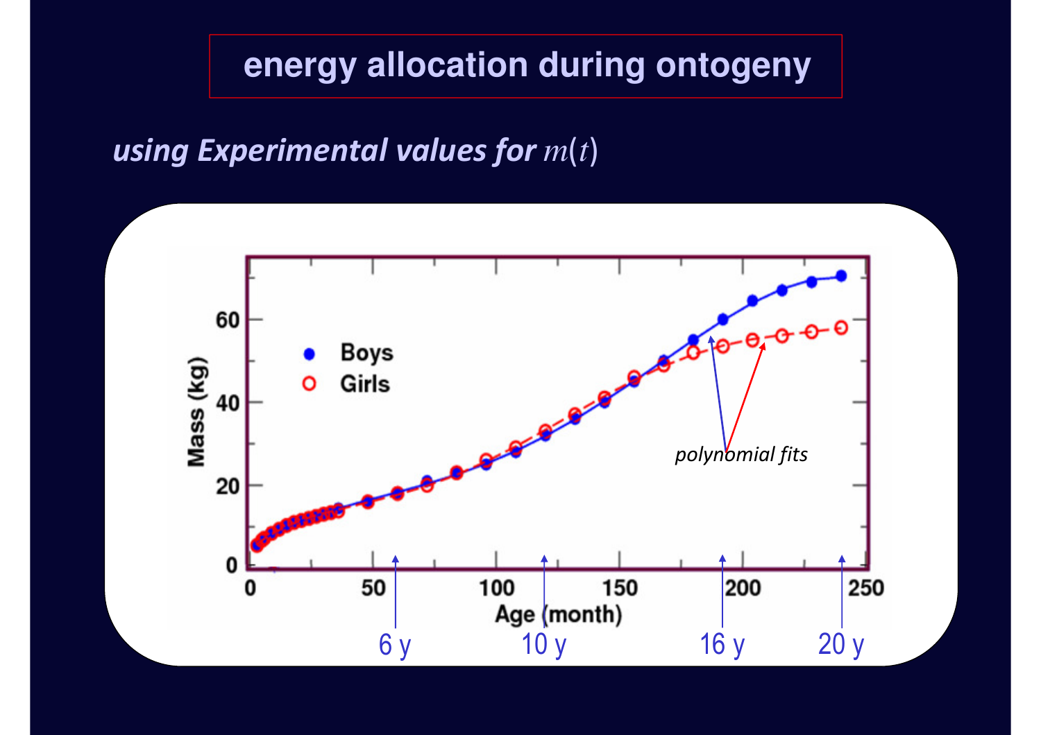# energy allocation during ontogeny

*using Experimental values for* $m(t)$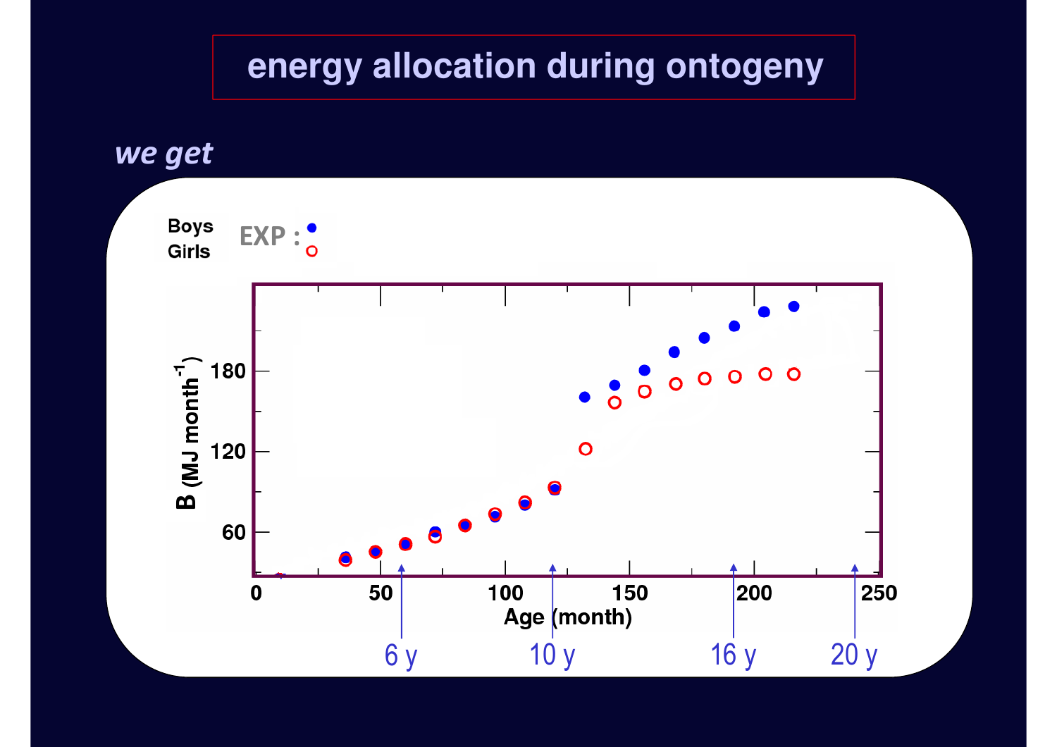# energy allocation during ontogeny

***we get***

Boys EXP : ●
Girls ○

B (MJ month$^{-1}$)

180

120

60

0 50 100 150 200 250

Age (month)

6 y 10 y 16 y 20 y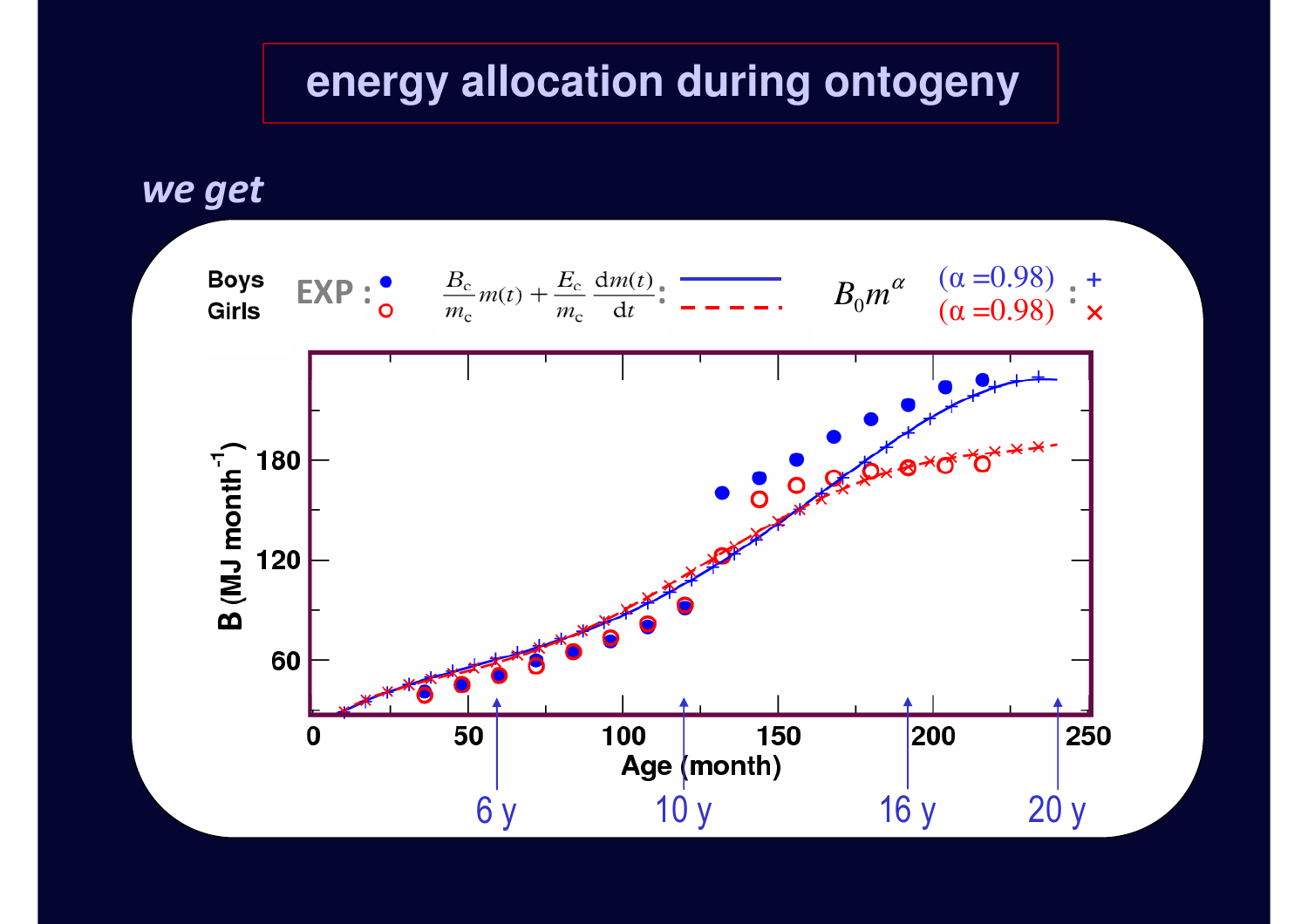# energy allocation during ontogeny

***we get***

| | EXP : | $\frac{B_c}{m_c} m(t) + \frac{E_c}{m_c} \frac{dm(t)}{dt}$ : | $B_0 m^{\alpha}$ : |
|---|---|---|---|
| Boys | ● | ——— | (α =0.98) + |
| Girls | ○ | – – – – | (α =0.98) × |

B (MJ month[-1])

Age (month)

6 y, 10 y, 16 y, 20 y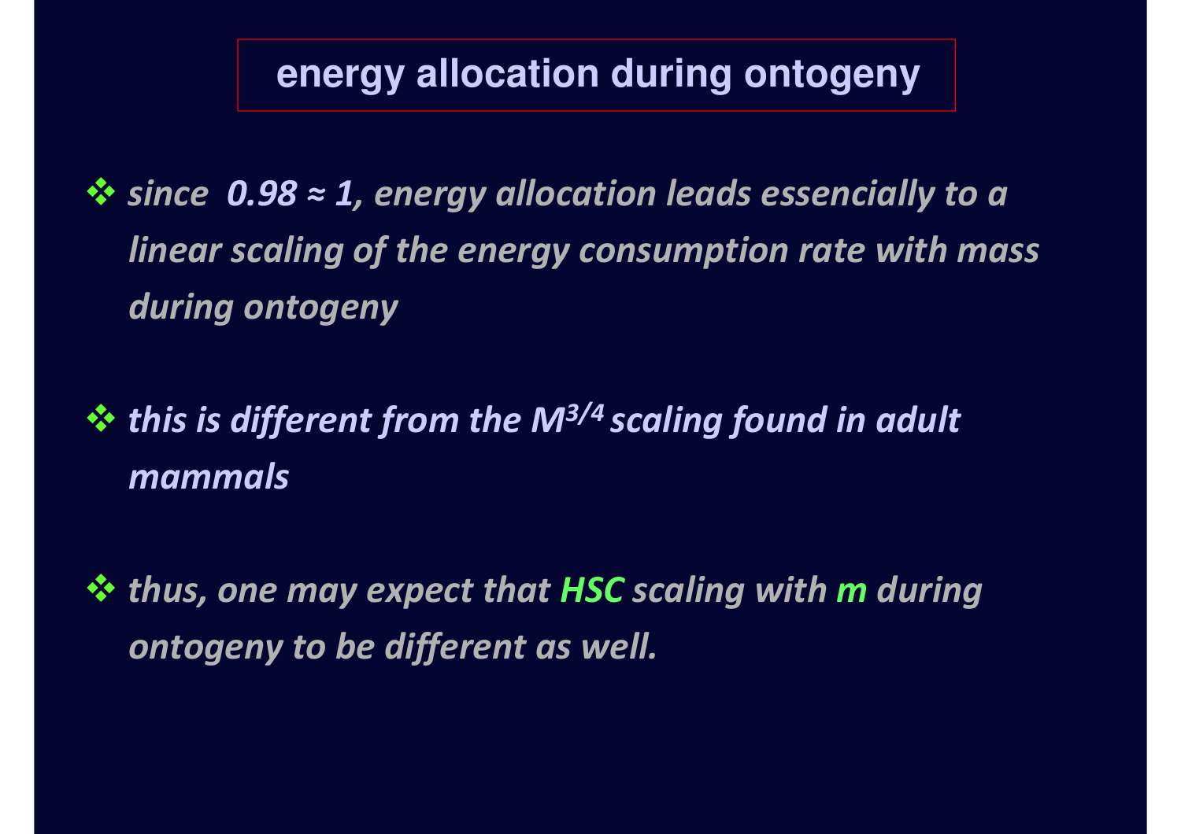# energy allocation during ontogeny

- *since **$0.98 \approx 1$**, energy allocation leads essencially to a linear scaling of the energy consumption rate with mass during ontogeny*

- ***this is different from the $M^{3/4}$ scaling found in adult mammals***

- *thus, one may expect that **HSC** scaling with **m** during ontogeny to be different as well.*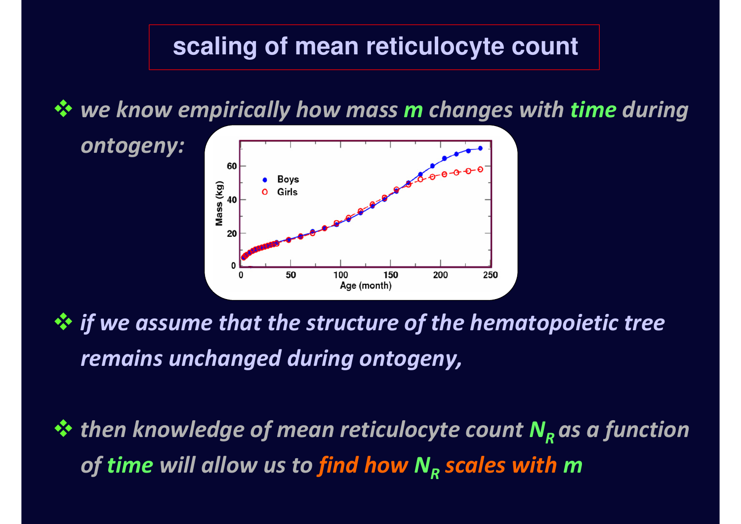# scaling of mean reticulocyte count

- *we know empirically how mass $m$ changes with time during ontogeny:*

- *if we assume that the structure of the hematopoietic tree remains unchanged during ontogeny,*

- *then knowledge of mean reticulocyte count $N_R$ as a function of time will allow us to find how $N_R$ scales with $m$*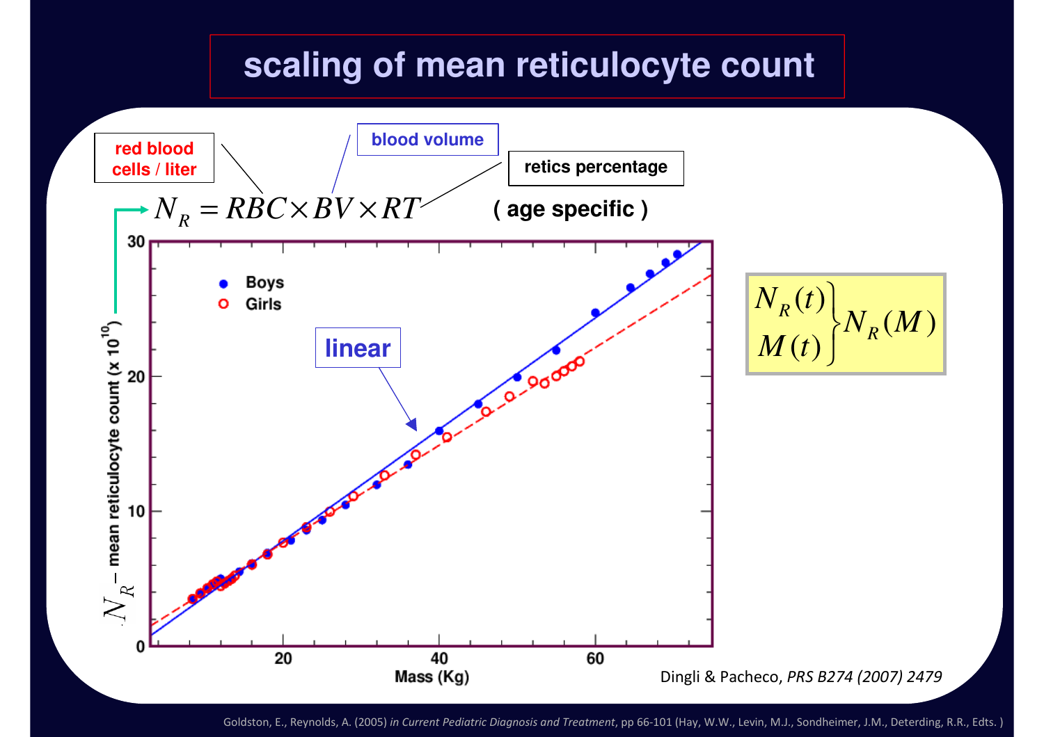# scaling of mean reticulocyte count

red blood cells / liter — blood volume — retics percentage

$$N_R = RBC \times BV \times RT$$

( age specific )

linear

Boys

Girls

$N_R$ – mean reticulocyte count (x $10^{10}$)

Mass (Kg)

$$\left.\begin{matrix} N_R(t) \\ M(t) \end{matrix}\right\} N_R(M)$$

Dingli & Pacheco, *PRS B274 (2007) 2479*

Goldston, E., Reynolds, A. (2005) *in Current Pediatric Diagnosis and Treatment*, pp 66-101 (Hay, W.W., Levin, M.J., Sondheimer, J.M., Deterding, R.R., Edts. )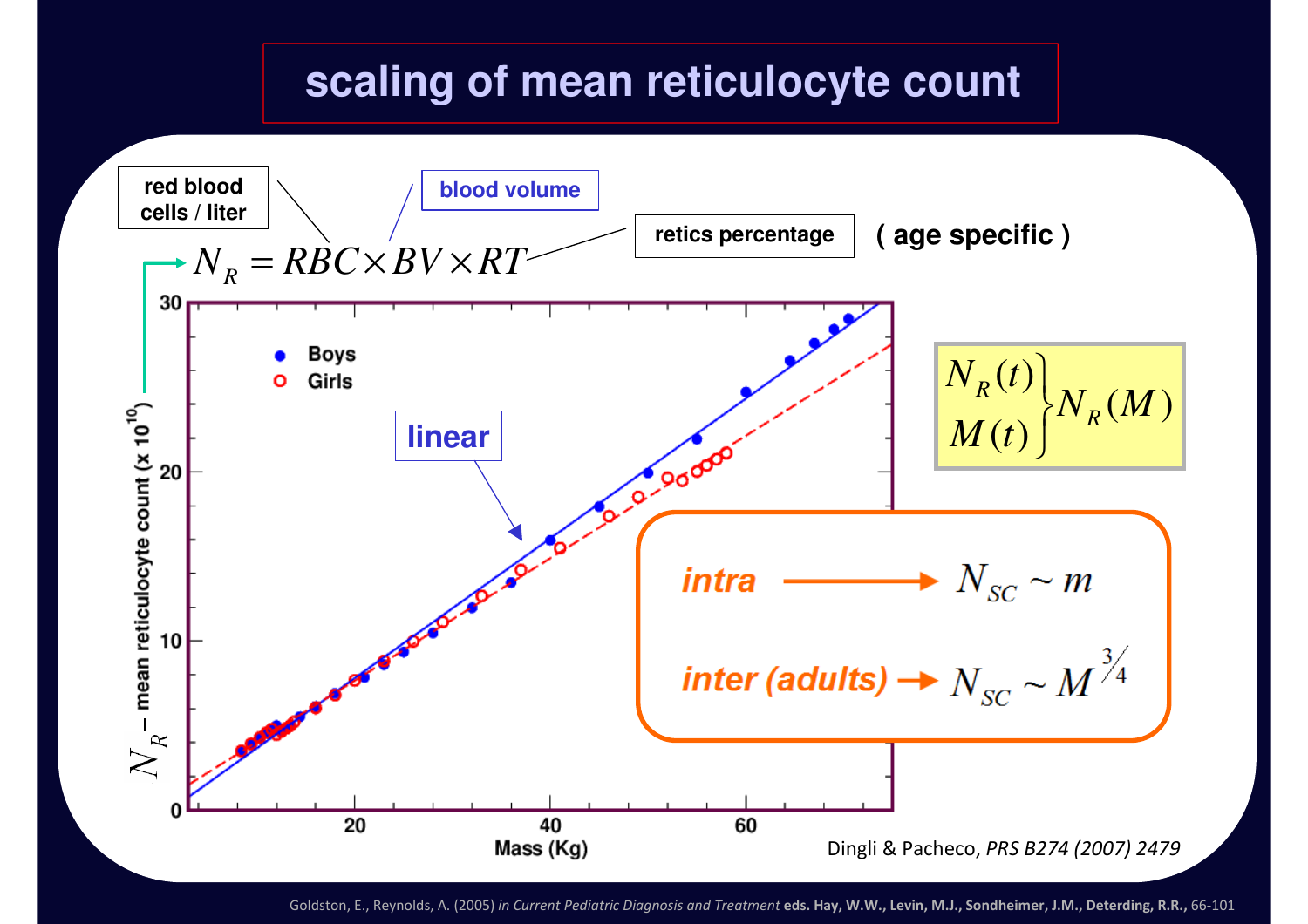# scaling of mean reticulocyte count

$$N_R = RBC \times BV \times RT$$

- red blood cells / liter
- blood volume
- retics percentage ( age specific )

$$\left.\begin{array}{l} N_R(t) \\ M(t) \end{array}\right\} N_R(M)$$

linear

*intra* → $N_{SC} \sim m$

*inter (adults)* → $N_{SC} \sim M^{3/4}$

Dingli & Pacheco, *PRS B274 (2007) 2479*

Goldston, E., Reynolds, A. (2005) *in Current Pediatric Diagnosis and Treatment* eds. Hay, W.W., Levin, M.J., Sondheimer, J.M., Deterding, R.R., 66-101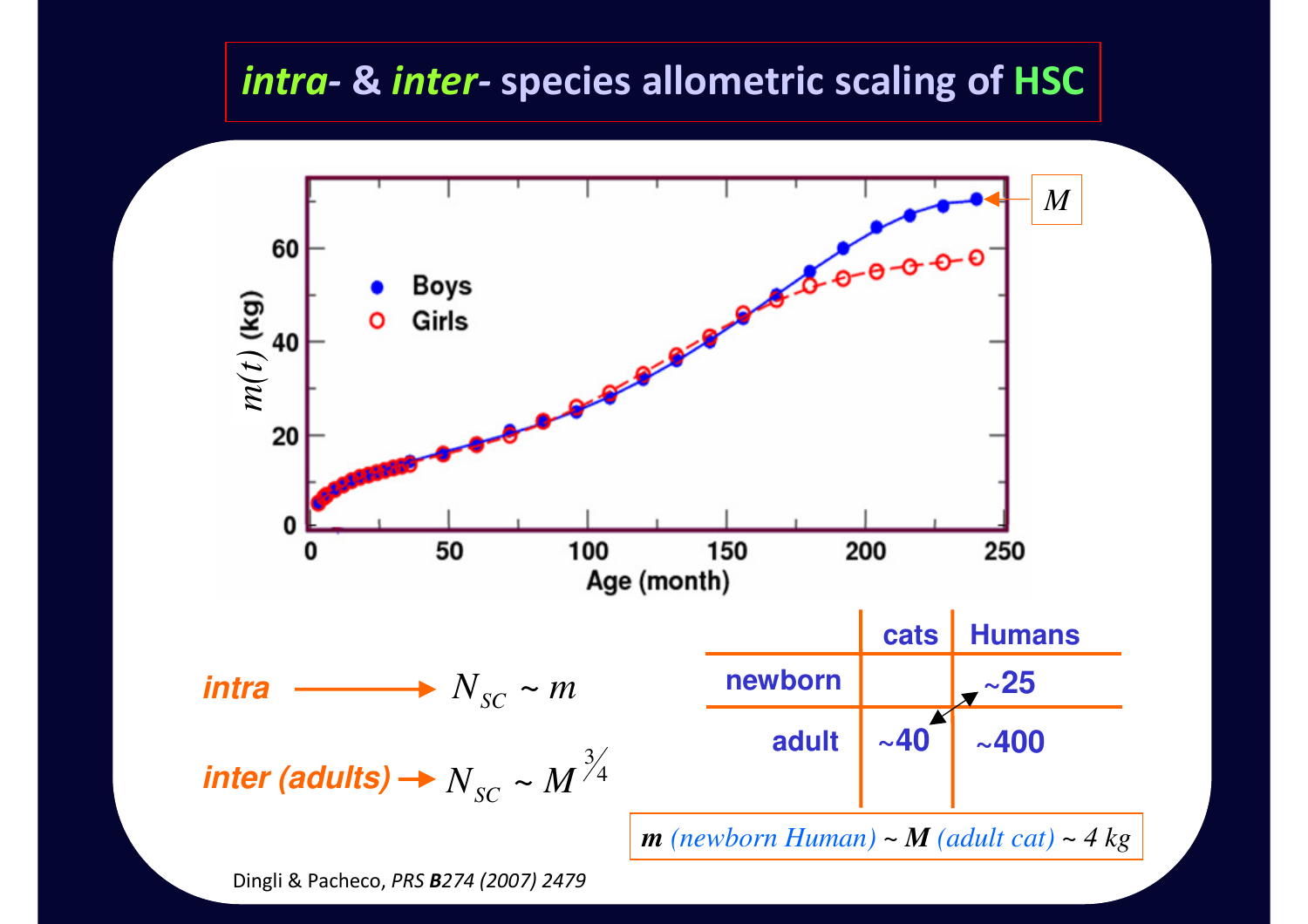# *intra*- & *inter*- species allometric scaling of HSC

*intra* → $N_{SC} \sim m$

*inter (adults)* → $N_{SC} \sim M^{3/4}$

| | cats | Humans |
|---|---|---|
| newborn | | ~25 |
| adult | ~40 | ~400 |

***m*** *(newborn Human)* ~ ***M*** *(adult cat)* ~ 4 kg

Dingli & Pacheco, *PRS **B**274 (2007) 2479*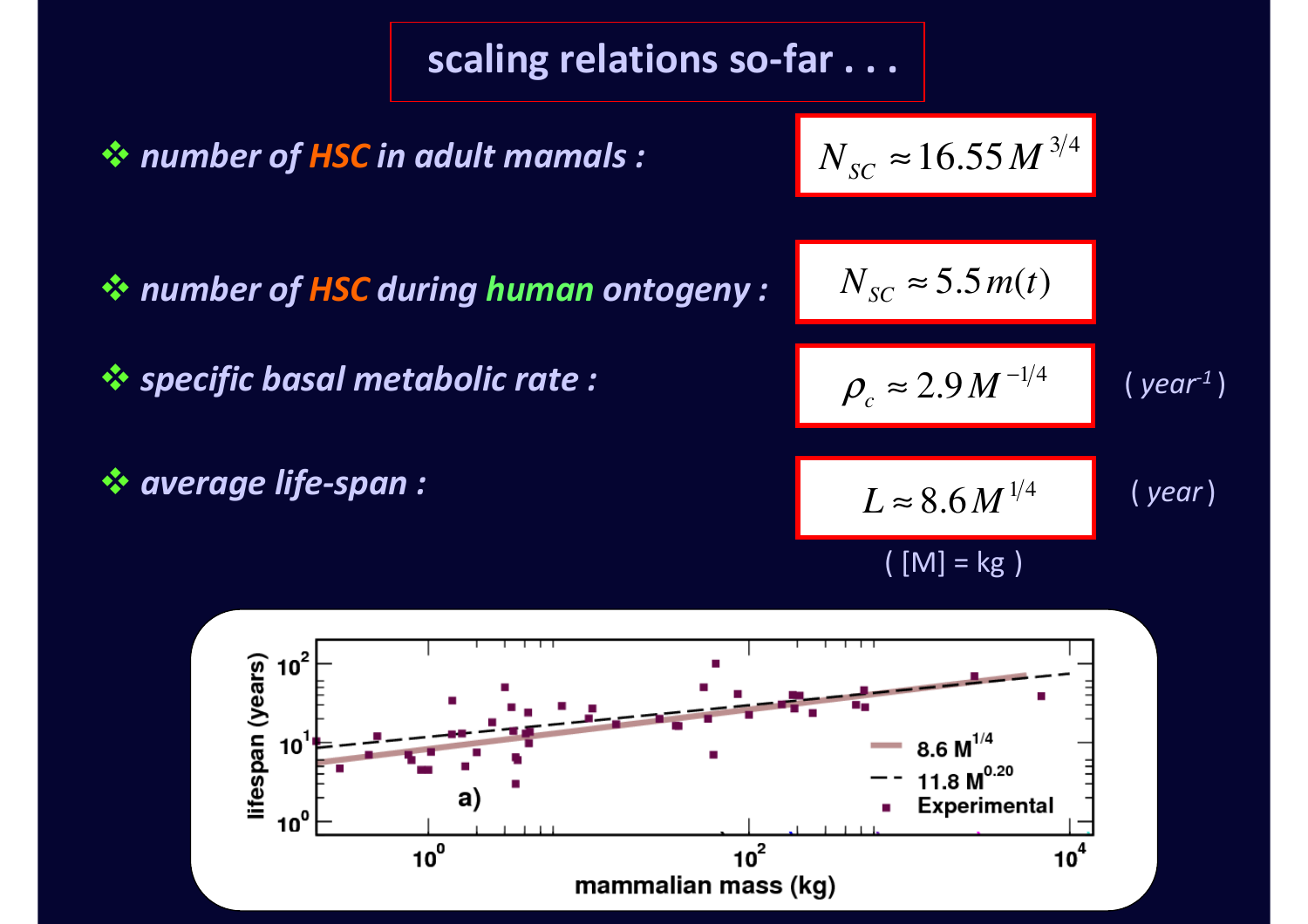# scaling relations so-far . . .

- ***number of HSC in adult mamals :*** $N_{SC} \approx 16.55\, M^{3/4}$

- ***number of HSC during human ontogeny :*** $N_{SC} \approx 5.5\, m(t)$

- ***specific basal metabolic rate :*** $\rho_c \approx 2.9\, M^{-1/4}$ ( year$^{-1}$ )

- ***average life-span :*** $L \approx 8.6\, M^{1/4}$ ( year )

( [M] = kg )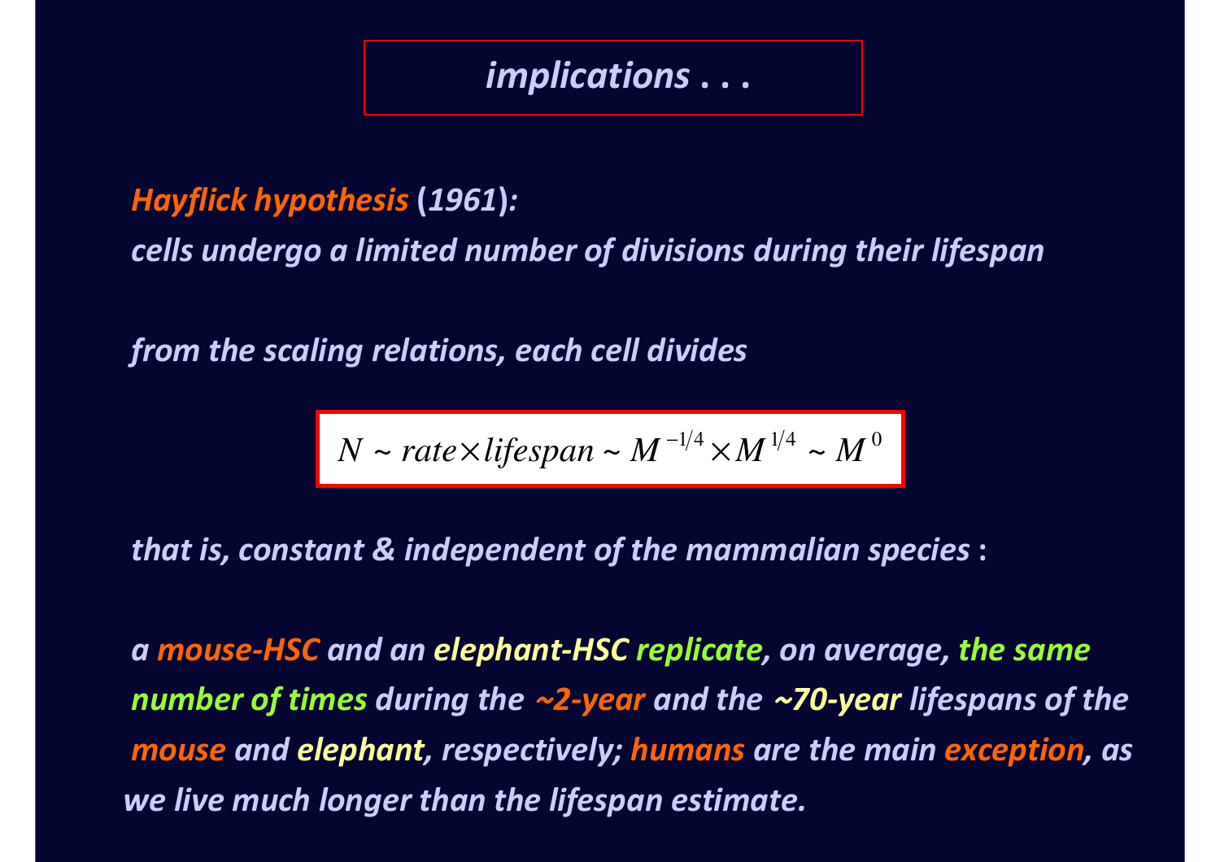# *implications . . .*

***Hayflick hypothesis* (*1961*):**

***cells undergo a limited number of divisions during their lifespan***

***from the scaling relations, each cell divides***

$$N \sim rate \times lifespan \sim M^{-1/4} \times M^{1/4} \sim M^{0}$$

***that is, constant & independent of the mammalian species* :**

***a mouse-HSC and an elephant-HSC replicate, on average, the same number of times during the ~2-year and the ~70-year lifespans of the mouse and elephant, respectively; humans are the main exception, as we live much longer than the lifespan estimate.***